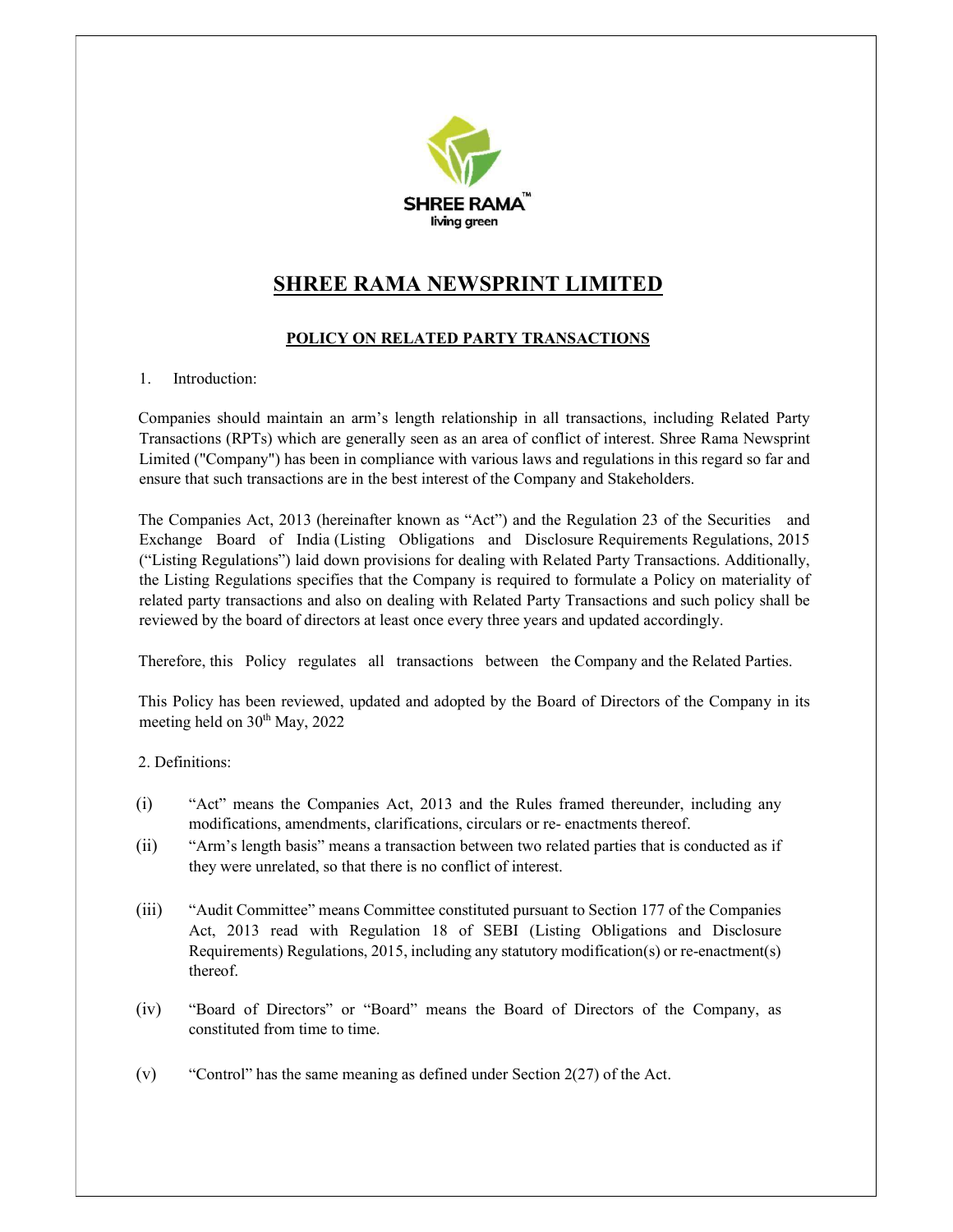# SHREE RAMA NEWSPRINT LIMITED

## POLICY ON RELATED PARTY TRANSACTIONS

1. Introduction:

Companies should maintain an arm's length relationship in all transactions, including Related Party Transactions (RPTs) which are generally seen as an area of conflict of interest. Shree Rama Newsprint Limited ("Company") has been in compliance with various laws and regulations in this regard so far and ensure that such transactions are in the best interest of the Company and Stakeholders.

The Companies Act, 2013 (hereinafter known as "Act") and the Regulation 23 of the Securities and Exchange Board of India (Listing Obligations and Disclosure Requirements Regulations, 2015 ("Listing Regulations") laid down provisions for dealing with Related Party Transactions. Additionally, the Listing Regulations specifies that the Company is required to formulate a Policy on materiality of related party transactions and also on dealing with Related Party Transactions and such policy shall be reviewed by the board of directors at least once every three years and updated accordingly.

Therefore, this Policy regulates all transactions between the Company and the Related Parties.

This Policy has been reviewed, updated and adopted by the Board of Directors of the Company in its meeting held on 30th May, 2022

2. Definitions:

(i) "Act" means the Companies Act, 2013 and the Rules framed thereunder, including any modifications, amendments, clarifications, circulars or re- enactments thereof.

(ii) "Arm's length basis" means a transaction between two related parties that is conducted as if they were unrelated, so that there is no conflict of interest.

(iii) "Audit Committee" means Committee constituted pursuant to Section 177 of the Companies Act, 2013 read with Regulation 18 of SEBI (Listing Obligations and Disclosure Requirements) Regulations, 2015, including any statutory modification(s) or re-enactment(s) thereof.

(iv) "Board of Directors" or "Board" means the Board of Directors of the Company, as constituted from time to time.

(v) "Control" has the same meaning as defined under Section 2(27) of the Act.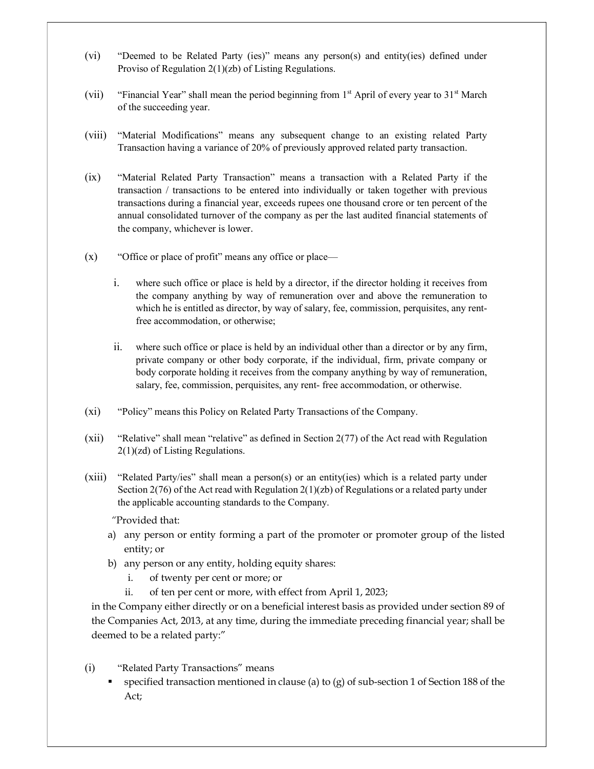(vi) "Deemed to be Related Party (ies)" means any person(s) and entity(ies) defined under Proviso of Regulation 2(1)(zb) of Listing Regulations.

(vii) "Financial Year" shall mean the period beginning from 1st April of every year to 31st March of the succeeding year.

(viii) "Material Modifications" means any subsequent change to an existing related Party Transaction having a variance of 20% of previously approved related party transaction.

(ix) "Material Related Party Transaction" means a transaction with a Related Party if the transaction / transactions to be entered into individually or taken together with previous transactions during a financial year, exceeds rupees one thousand crore or ten percent of the annual consolidated turnover of the company as per the last audited financial statements of the company, whichever is lower.

(x) "Office or place of profit" means any office or place—

i. where such office or place is held by a director, if the director holding it receives from the company anything by way of remuneration over and above the remuneration to which he is entitled as director, by way of salary, fee, commission, perquisites, any rent-free accommodation, or otherwise;

ii. where such office or place is held by an individual other than a director or by any firm, private company or other body corporate, if the individual, firm, private company or body corporate holding it receives from the company anything by way of remuneration, salary, fee, commission, perquisites, any rent- free accommodation, or otherwise.

(xi) "Policy" means this Policy on Related Party Transactions of the Company.

(xii) "Relative" shall mean "relative" as defined in Section 2(77) of the Act read with Regulation 2(1)(zd) of Listing Regulations.

(xiii) "Related Party/ies" shall mean a person(s) or an entity(ies) which is a related party under Section 2(76) of the Act read with Regulation 2(1)(zb) of Regulations or a related party under the applicable accounting standards to the Company.

"Provided that:

a) any person or entity forming a part of the promoter or promoter group of the listed entity; or
b) any person or any entity, holding equity shares:
   i. of twenty per cent or more; or
   ii. of ten per cent or more, with effect from April 1, 2023;

in the Company either directly or on a beneficial interest basis as provided under section 89 of the Companies Act, 2013, at any time, during the immediate preceding financial year; shall be deemed to be a related party:"

(i) "Related Party Transactions" means

- specified transaction mentioned in clause (a) to (g) of sub-section 1 of Section 188 of the Act;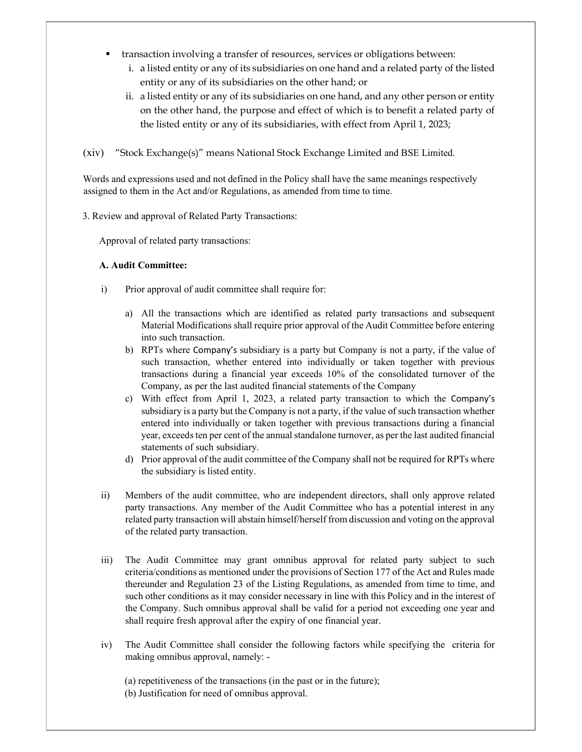- transaction involving a transfer of resources, services or obligations between:
  - i. a listed entity or any of its subsidiaries on one hand and a related party of the listed entity or any of its subsidiaries on the other hand; or
  - ii. a listed entity or any of its subsidiaries on one hand, and any other person or entity on the other hand, the purpose and effect of which is to benefit a related party of the listed entity or any of its subsidiaries, with effect from April 1, 2023;

(xiv) "Stock Exchange(s)" means National Stock Exchange Limited and BSE Limited.

Words and expressions used and not defined in the Policy shall have the same meanings respectively assigned to them in the Act and/or Regulations, as amended from time to time.

3. Review and approval of Related Party Transactions:

Approval of related party transactions:

**A. Audit Committee:**

i) Prior approval of audit committee shall require for:

   a) All the transactions which are identified as related party transactions and subsequent Material Modifications shall require prior approval of the Audit Committee before entering into such transaction.
   b) RPTs where Company's subsidiary is a party but Company is not a party, if the value of such transaction, whether entered into individually or taken together with previous transactions during a financial year exceeds 10% of the consolidated turnover of the Company, as per the last audited financial statements of the Company
   c) With effect from April 1, 2023, a related party transaction to which the Company's subsidiary is a party but the Company is not a party, if the value of such transaction whether entered into individually or taken together with previous transactions during a financial year, exceeds ten per cent of the annual standalone turnover, as per the last audited financial statements of such subsidiary.
   d) Prior approval of the audit committee of the Company shall not be required for RPTs where the subsidiary is listed entity.

ii) Members of the audit committee, who are independent directors, shall only approve related party transactions. Any member of the Audit Committee who has a potential interest in any related party transaction will abstain himself/herself from discussion and voting on the approval of the related party transaction.

iii) The Audit Committee may grant omnibus approval for related party subject to such criteria/conditions as mentioned under the provisions of Section 177 of the Act and Rules made thereunder and Regulation 23 of the Listing Regulations, as amended from time to time, and such other conditions as it may consider necessary in line with this Policy and in the interest of the Company. Such omnibus approval shall be valid for a period not exceeding one year and shall require fresh approval after the expiry of one financial year.

iv) The Audit Committee shall consider the following factors while specifying the criteria for making omnibus approval, namely: -

   (a) repetitiveness of the transactions (in the past or in the future);
   (b) Justification for need of omnibus approval.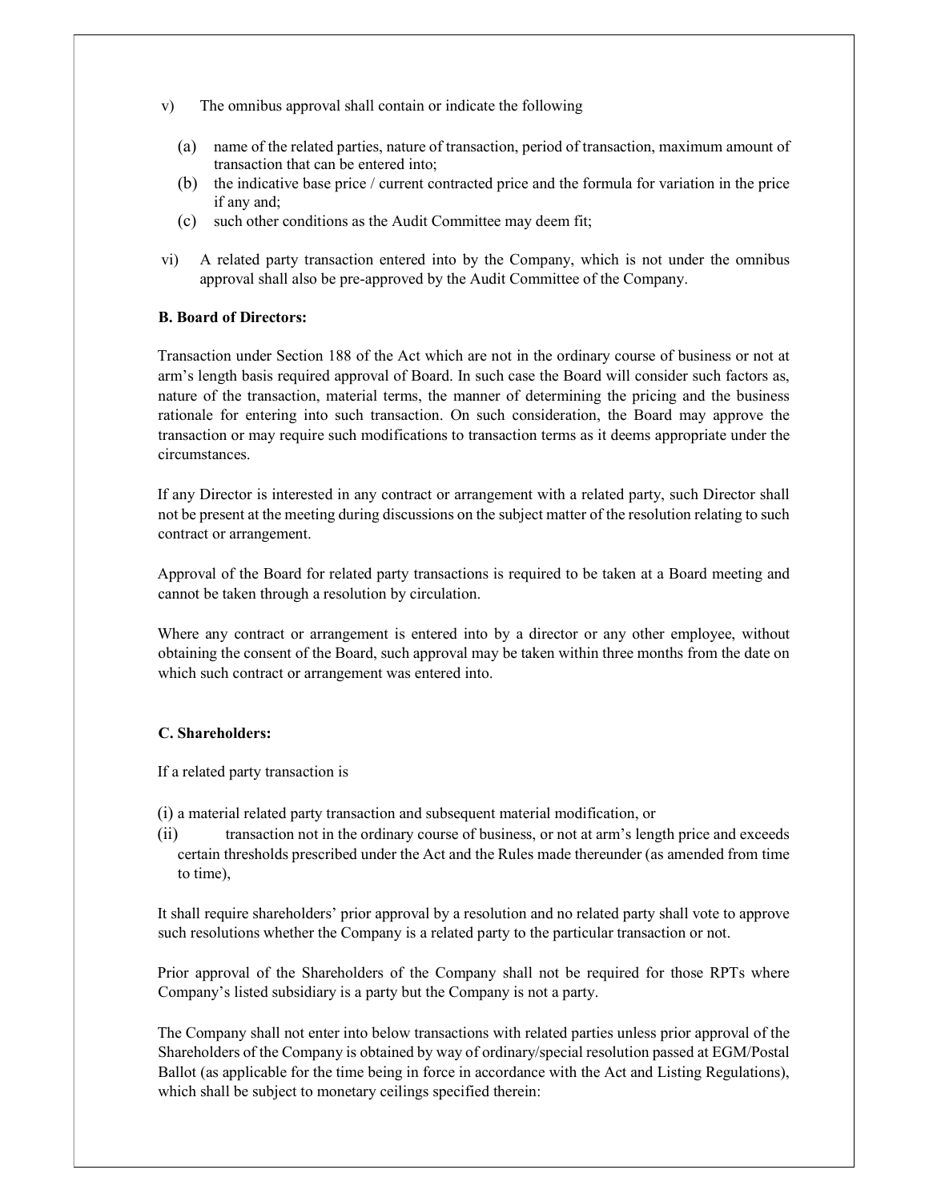v) The omnibus approval shall contain or indicate the following

   (a) name of the related parties, nature of transaction, period of transaction, maximum amount of transaction that can be entered into;
   (b) the indicative base price / current contracted price and the formula for variation in the price if any and;
   (c) such other conditions as the Audit Committee may deem fit;

vi) A related party transaction entered into by the Company, which is not under the omnibus approval shall also be pre-approved by the Audit Committee of the Company.

**B. Board of Directors:**

Transaction under Section 188 of the Act which are not in the ordinary course of business or not at arm's length basis required approval of Board. In such case the Board will consider such factors as, nature of the transaction, material terms, the manner of determining the pricing and the business rationale for entering into such transaction. On such consideration, the Board may approve the transaction or may require such modifications to transaction terms as it deems appropriate under the circumstances.

If any Director is interested in any contract or arrangement with a related party, such Director shall not be present at the meeting during discussions on the subject matter of the resolution relating to such contract or arrangement.

Approval of the Board for related party transactions is required to be taken at a Board meeting and cannot be taken through a resolution by circulation.

Where any contract or arrangement is entered into by a director or any other employee, without obtaining the consent of the Board, such approval may be taken within three months from the date on which such contract or arrangement was entered into.

**C. Shareholders:**

If a related party transaction is

(i) a material related party transaction and subsequent material modification, or
(ii) transaction not in the ordinary course of business, or not at arm's length price and exceeds certain thresholds prescribed under the Act and the Rules made thereunder (as amended from time to time),

It shall require shareholders' prior approval by a resolution and no related party shall vote to approve such resolutions whether the Company is a related party to the particular transaction or not.

Prior approval of the Shareholders of the Company shall not be required for those RPTs where Company's listed subsidiary is a party but the Company is not a party.

The Company shall not enter into below transactions with related parties unless prior approval of the Shareholders of the Company is obtained by way of ordinary/special resolution passed at EGM/Postal Ballot (as applicable for the time being in force in accordance with the Act and Listing Regulations), which shall be subject to monetary ceilings specified therein: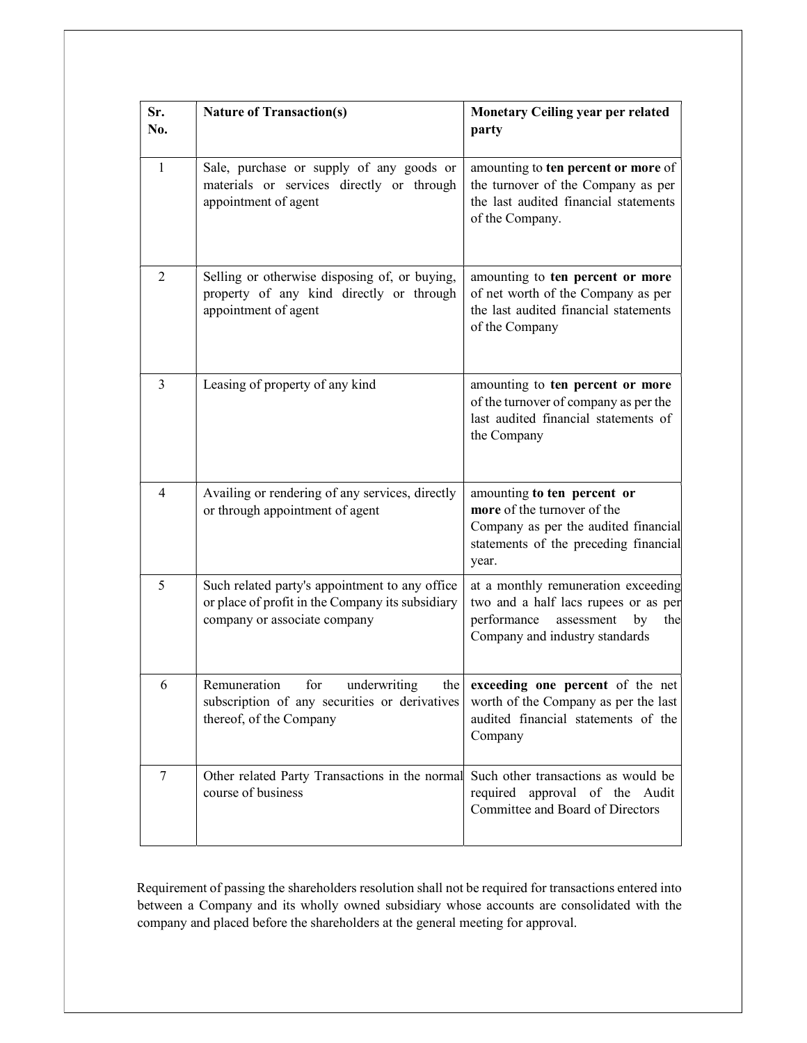| Sr. No. | Nature of Transaction(s) | Monetary Ceiling year per related party |
|---|---|---|
| 1 | Sale, purchase or supply of any goods or materials or services directly or through appointment of agent | amounting to **ten percent or more** of the turnover of the Company as per the last audited financial statements of the Company. |
| 2 | Selling or otherwise disposing of, or buying, property of any kind directly or through appointment of agent | amounting to **ten percent or more** of net worth of the Company as per the last audited financial statements of the Company |
| 3 | Leasing of property of any kind | amounting to **ten percent or more** of the turnover of company as per the last audited financial statements of the Company |
| 4 | Availing or rendering of any services, directly or through appointment of agent | amounting **to ten percent or more** of the turnover of the Company as per the audited financial statements of the preceding financial year. |
| 5 | Such related party's appointment to any office or place of profit in the Company its subsidiary company or associate company | at a monthly remuneration exceeding two and a half lacs rupees or as per performance assessment by the Company and industry standards |
| 6 | Remuneration for underwriting the subscription of any securities or derivatives thereof, of the Company | **exceeding one percent** of the net worth of the Company as per the last audited financial statements of the Company |
| 7 | Other related Party Transactions in the normal course of business | Such other transactions as would be required approval of the Audit Committee and Board of Directors |

Requirement of passing the shareholders resolution shall not be required for transactions entered into between a Company and its wholly owned subsidiary whose accounts are consolidated with the company and placed before the shareholders at the general meeting for approval.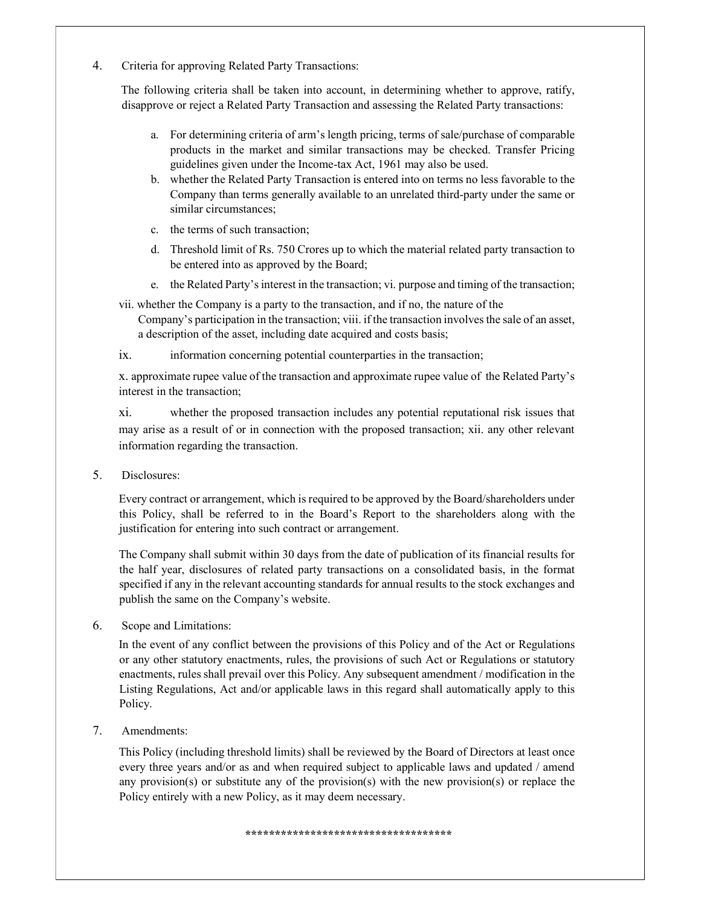4. Criteria for approving Related Party Transactions:

The following criteria shall be taken into account, in determining whether to approve, ratify, disapprove or reject a Related Party Transaction and assessing the Related Party transactions:

a. For determining criteria of arm's length pricing, terms of sale/purchase of comparable products in the market and similar transactions may be checked. Transfer Pricing guidelines given under the Income-tax Act, 1961 may also be used.
b. whether the Related Party Transaction is entered into on terms no less favorable to the Company than terms generally available to an unrelated third-party under the same or similar circumstances;
c. the terms of such transaction;
d. Threshold limit of Rs. 750 Crores up to which the material related party transaction to be entered into as approved by the Board;
e. the Related Party's interest in the transaction; vi. purpose and timing of the transaction;

vii. whether the Company is a party to the transaction, and if no, the nature of the Company's participation in the transaction; viii. if the transaction involves the sale of an asset, a description of the asset, including date acquired and costs basis;

ix. information concerning potential counterparties in the transaction;

x. approximate rupee value of the transaction and approximate rupee value of the Related Party's interest in the transaction;

xi. whether the proposed transaction includes any potential reputational risk issues that may arise as a result of or in connection with the proposed transaction; xii. any other relevant information regarding the transaction.

5. Disclosures:

Every contract or arrangement, which is required to be approved by the Board/shareholders under this Policy, shall be referred to in the Board's Report to the shareholders along with the justification for entering into such contract or arrangement.

The Company shall submit within 30 days from the date of publication of its financial results for the half year, disclosures of related party transactions on a consolidated basis, in the format specified if any in the relevant accounting standards for annual results to the stock exchanges and publish the same on the Company's website.

6. Scope and Limitations:

In the event of any conflict between the provisions of this Policy and of the Act or Regulations or any other statutory enactments, rules, the provisions of such Act or Regulations or statutory enactments, rules shall prevail over this Policy. Any subsequent amendment / modification in the Listing Regulations, Act and/or applicable laws in this regard shall automatically apply to this Policy.

7. Amendments:

This Policy (including threshold limits) shall be reviewed by the Board of Directors at least once every three years and/or as and when required subject to applicable laws and updated / amend any provision(s) or substitute any of the provision(s) with the new provision(s) or replace the Policy entirely with a new Policy, as it may deem necessary.

\*\*\*\*\*\*\*\*\*\*\*\*\*\*\*\*\*\*\*\*\*\*\*\*\*\*\*\*\*\*\*\*\*\*\*